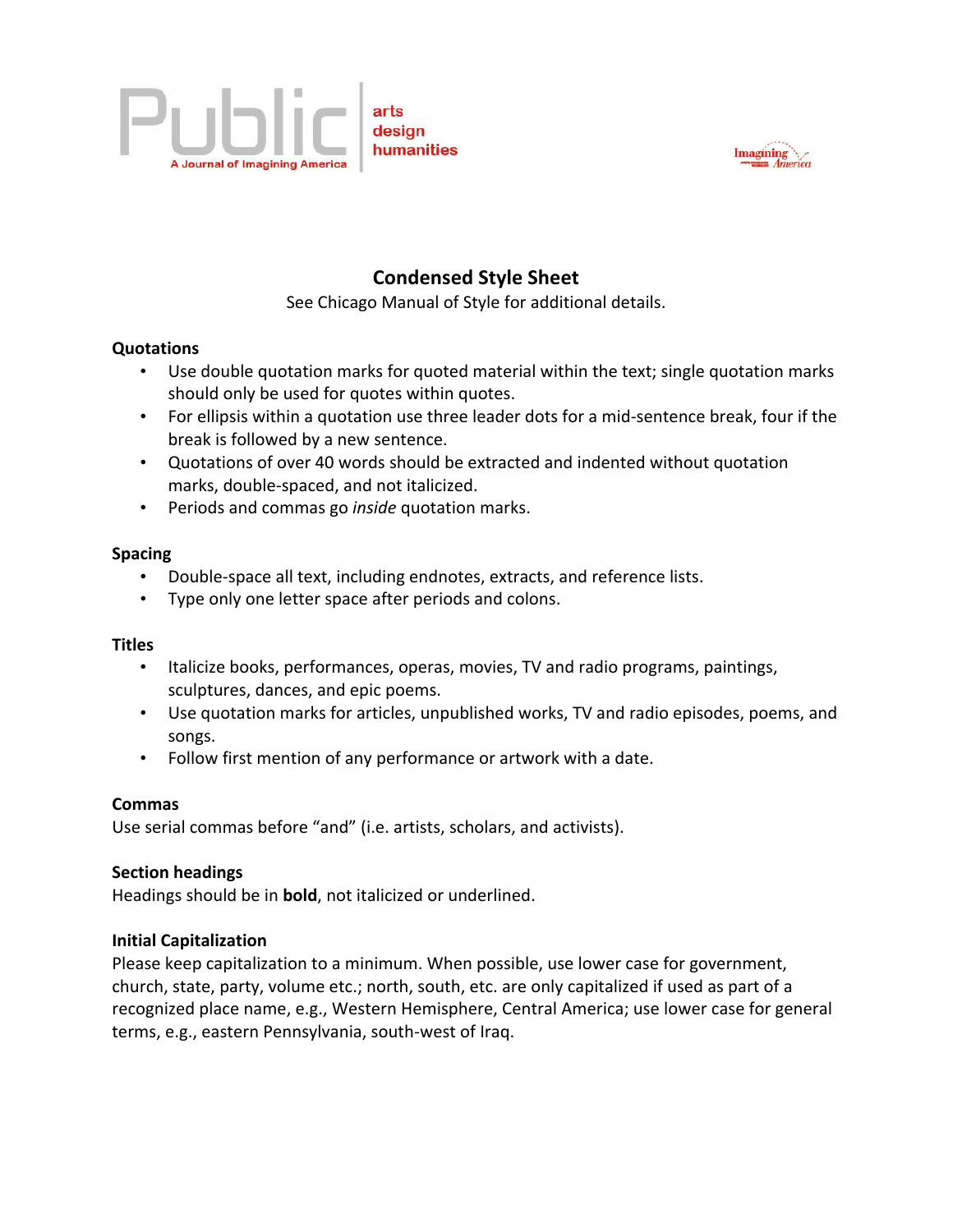Public | arts design humanities
A Journal of Imagining America

Imagining America

# Condensed Style Sheet

See Chicago Manual of Style for additional details.

**Quotations**

- Use double quotation marks for quoted material within the text; single quotation marks should only be used for quotes within quotes.
- For ellipsis within a quotation use three leader dots for a mid-sentence break, four if the break is followed by a new sentence.
- Quotations of over 40 words should be extracted and indented without quotation marks, double-spaced, and not italicized.
- Periods and commas go *inside* quotation marks.

**Spacing**

- Double-space all text, including endnotes, extracts, and reference lists.
- Type only one letter space after periods and colons.

**Titles**

- Italicize books, performances, operas, movies, TV and radio programs, paintings, sculptures, dances, and epic poems.
- Use quotation marks for articles, unpublished works, TV and radio episodes, poems, and songs.
- Follow first mention of any performance or artwork with a date.

**Commas**

Use serial commas before "and" (i.e. artists, scholars, and activists).

**Section headings**

Headings should be in **bold**, not italicized or underlined.

**Initial Capitalization**

Please keep capitalization to a minimum. When possible, use lower case for government, church, state, party, volume etc.; north, south, etc. are only capitalized if used as part of a recognized place name, e.g., Western Hemisphere, Central America; use lower case for general terms, e.g., eastern Pennsylvania, south-west of Iraq.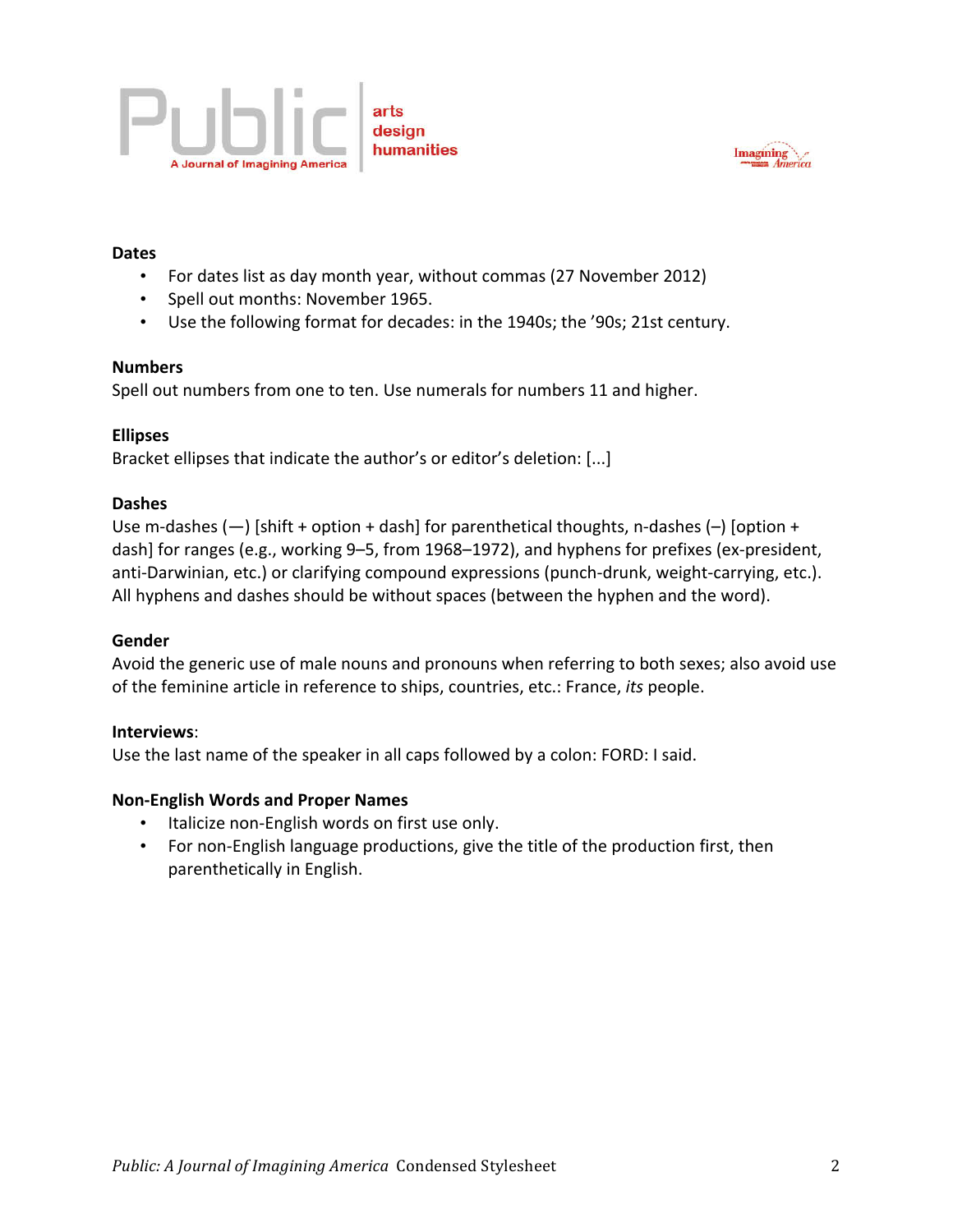**Dates**

- For dates list as day month year, without commas (27 November 2012)
- Spell out months: November 1965.
- Use the following format for decades: in the 1940s; the ’90s; 21st century.

**Numbers**

Spell out numbers from one to ten. Use numerals for numbers 11 and higher.

**Ellipses**

Bracket ellipses that indicate the author’s or editor’s deletion: [...]

**Dashes**

Use m-dashes (—) [shift + option + dash] for parenthetical thoughts, n-dashes (–) [option + dash] for ranges (e.g., working 9–5, from 1968–1972), and hyphens for prefixes (ex-president, anti-Darwinian, etc.) or clarifying compound expressions (punch-drunk, weight-carrying, etc.). All hyphens and dashes should be without spaces (between the hyphen and the word).

**Gender**

Avoid the generic use of male nouns and pronouns when referring to both sexes; also avoid use of the feminine article in reference to ships, countries, etc.: France, *its* people.

**Interviews**:

Use the last name of the speaker in all caps followed by a colon: FORD: I said.

**Non-English Words and Proper Names**

- Italicize non-English words on first use only.
- For non-English language productions, give the title of the production first, then parenthetically in English.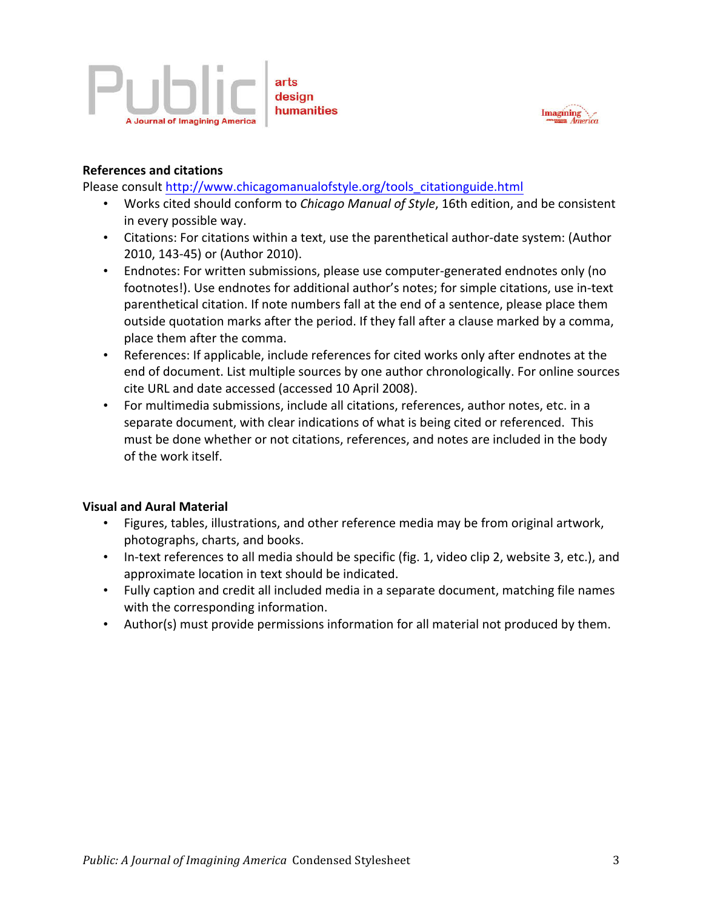**References and citations**

Please consult http://www.chicagomanualofstyle.org/tools_citationguide.html

- Works cited should conform to *Chicago Manual of Style*, 16th edition, and be consistent in every possible way.
- Citations: For citations within a text, use the parenthetical author-date system: (Author 2010, 143-45) or (Author 2010).
- Endnotes: For written submissions, please use computer-generated endnotes only (no footnotes!). Use endnotes for additional author's notes; for simple citations, use in-text parenthetical citation. If note numbers fall at the end of a sentence, please place them outside quotation marks after the period. If they fall after a clause marked by a comma, place them after the comma.
- References: If applicable, include references for cited works only after endnotes at the end of document. List multiple sources by one author chronologically. For online sources cite URL and date accessed (accessed 10 April 2008).
- For multimedia submissions, include all citations, references, author notes, etc. in a separate document, with clear indications of what is being cited or referenced. This must be done whether or not citations, references, and notes are included in the body of the work itself.

**Visual and Aural Material**

- Figures, tables, illustrations, and other reference media may be from original artwork, photographs, charts, and books.
- In-text references to all media should be specific (fig. 1, video clip 2, website 3, etc.), and approximate location in text should be indicated.
- Fully caption and credit all included media in a separate document, matching file names with the corresponding information.
- Author(s) must provide permissions information for all material not produced by them.